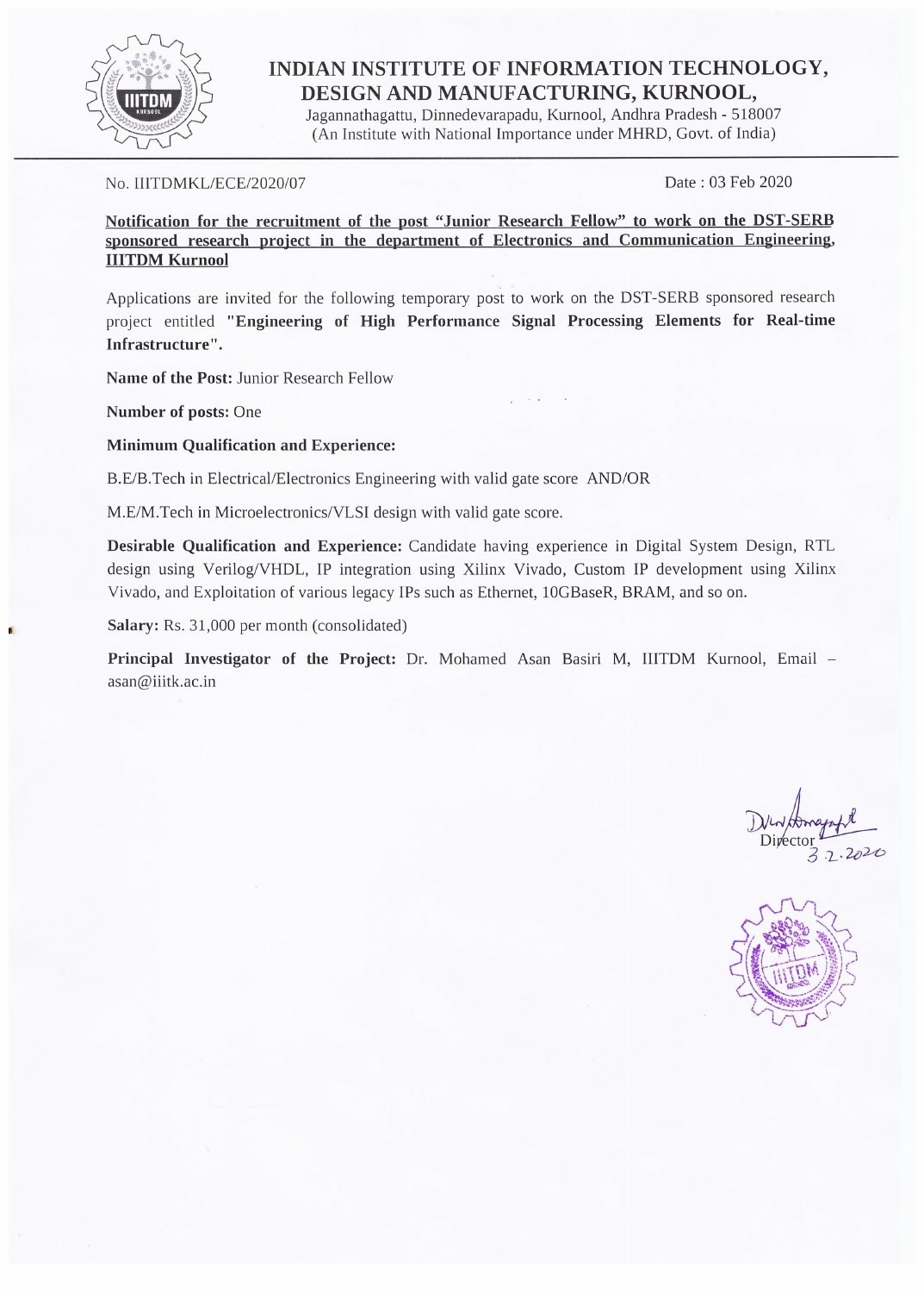# INDIAN INSTITUTE OF INFORMATION TECHNOLOGY, DESIGN AND MANUFACTURING, KURNOOL,

Jagannathagattu, Dinnedevarapadu, Kurnool, Andhra Pradesh - 518007
(An Institute with National Importance under MHRD, Govt. of India)

No. IIITDMKL/ECE/2020/07 Date : 03 Feb 2020

**Notification for the recruitment of the post "Junior Research Fellow" to work on the DST-SERB sponsored research project in the department of Electronics and Communication Engineering, IIITDM Kurnool**

Applications are invited for the following temporary post to work on the DST-SERB sponsored research project entitled **"Engineering of High Performance Signal Processing Elements for Real-time Infrastructure".**

**Name of the Post:** Junior Research Fellow

**Number of posts:** One

**Minimum Qualification and Experience:**

B.E/B.Tech in Electrical/Electronics Engineering with valid gate score AND/OR

M.E/M.Tech in Microelectronics/VLSI design with valid gate score.

**Desirable Qualification and Experience:** Candidate having experience in Digital System Design, RTL design using Verilog/VHDL, IP integration using Xilinx Vivado, Custom IP development using Xilinx Vivado, and Exploitation of various legacy IPs such as Ethernet, 10GBaseR, BRAM, and so on.

**Salary:** Rs. 31,000 per month (consolidated)

**Principal Investigator of the Project:** Dr. Mohamed Asan Basiri M, IIITDM Kurnool, Email – asan@iiitk.ac.in

Director
3.2.2020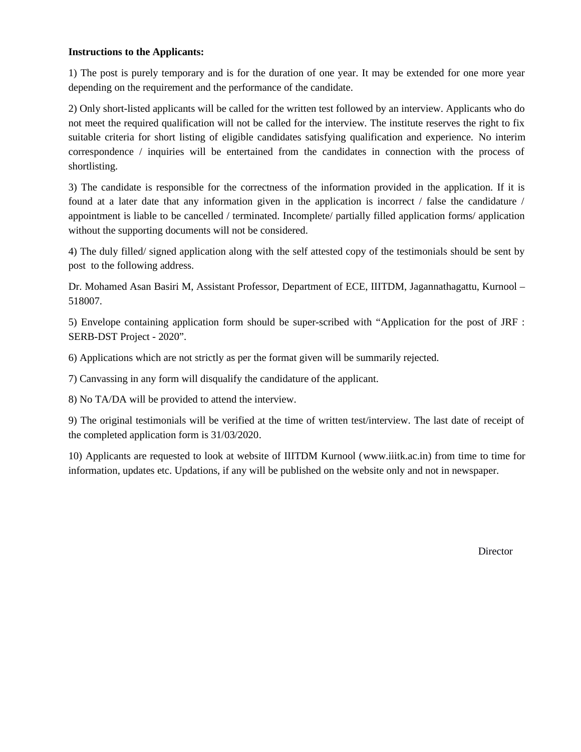**Instructions to the Applicants:**

1) The post is purely temporary and is for the duration of one year. It may be extended for one more year depending on the requirement and the performance of the candidate.

2) Only short-listed applicants will be called for the written test followed by an interview. Applicants who do not meet the required qualification will not be called for the interview. The institute reserves the right to fix suitable criteria for short listing of eligible candidates satisfying qualification and experience. No interim correspondence / inquiries will be entertained from the candidates in connection with the process of shortlisting.

3) The candidate is responsible for the correctness of the information provided in the application. If it is found at a later date that any information given in the application is incorrect / false the candidature / appointment is liable to be cancelled / terminated. Incomplete/ partially filled application forms/ application without the supporting documents will not be considered.

4) The duly filled/ signed application along with the self attested copy of the testimonials should be sent by post to the following address.

Dr. Mohamed Asan Basiri M, Assistant Professor, Department of ECE, IIITDM, Jagannathagattu, Kurnool – 518007.

5) Envelope containing application form should be super-scribed with "Application for the post of JRF : SERB-DST Project - 2020".

6) Applications which are not strictly as per the format given will be summarily rejected.

7) Canvassing in any form will disqualify the candidature of the applicant.

8) No TA/DA will be provided to attend the interview.

9) The original testimonials will be verified at the time of written test/interview. The last date of receipt of the completed application form is 31/03/2020.

10) Applicants are requested to look at website of IIITDM Kurnool (www.iiitk.ac.in) from time to time for information, updates etc. Updations, if any will be published on the website only and not in newspaper.

Director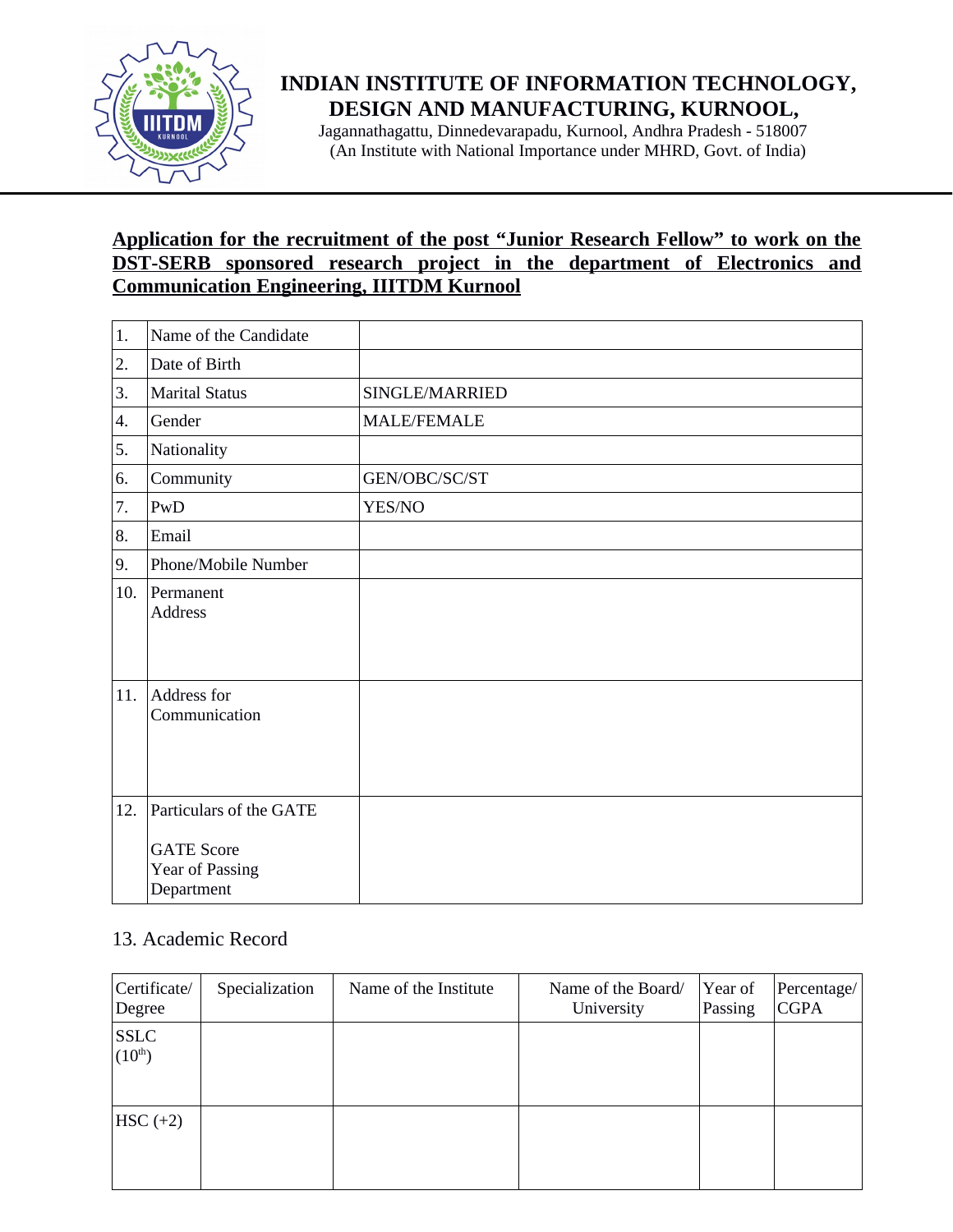# INDIAN INSTITUTE OF INFORMATION TECHNOLOGY, DESIGN AND MANUFACTURING, KURNOOL,

Jagannathagattu, Dinnedevarapadu, Kurnool, Andhra Pradesh - 518007
(An Institute with National Importance under MHRD, Govt. of India)

**Application for the recruitment of the post "Junior Research Fellow" to work on the DST-SERB sponsored research project in the department of Electronics and Communication Engineering, IIITDM Kurnool**

| | | |
|---|---|---|
| 1. | Name of the Candidate | |
| 2. | Date of Birth | |
| 3. | Marital Status | SINGLE/MARRIED |
| 4. | Gender | MALE/FEMALE |
| 5. | Nationality | |
| 6. | Community | GEN/OBC/SC/ST |
| 7. | PwD | YES/NO |
| 8. | Email | |
| 9. | Phone/Mobile Number | |
| 10. | Permanent Address | |
| 11. | Address for Communication | |
| 12. | Particulars of the GATE<br><br>GATE Score<br>Year of Passing<br>Department | |

13. Academic Record

| Certificate/ Degree | Specialization | Name of the Institute | Name of the Board/ University | Year of Passing | Percentage/ CGPA |
|---|---|---|---|---|---|
| SSLC ($10^{th}$) | | | | | |
| HSC (+2) | | | | | |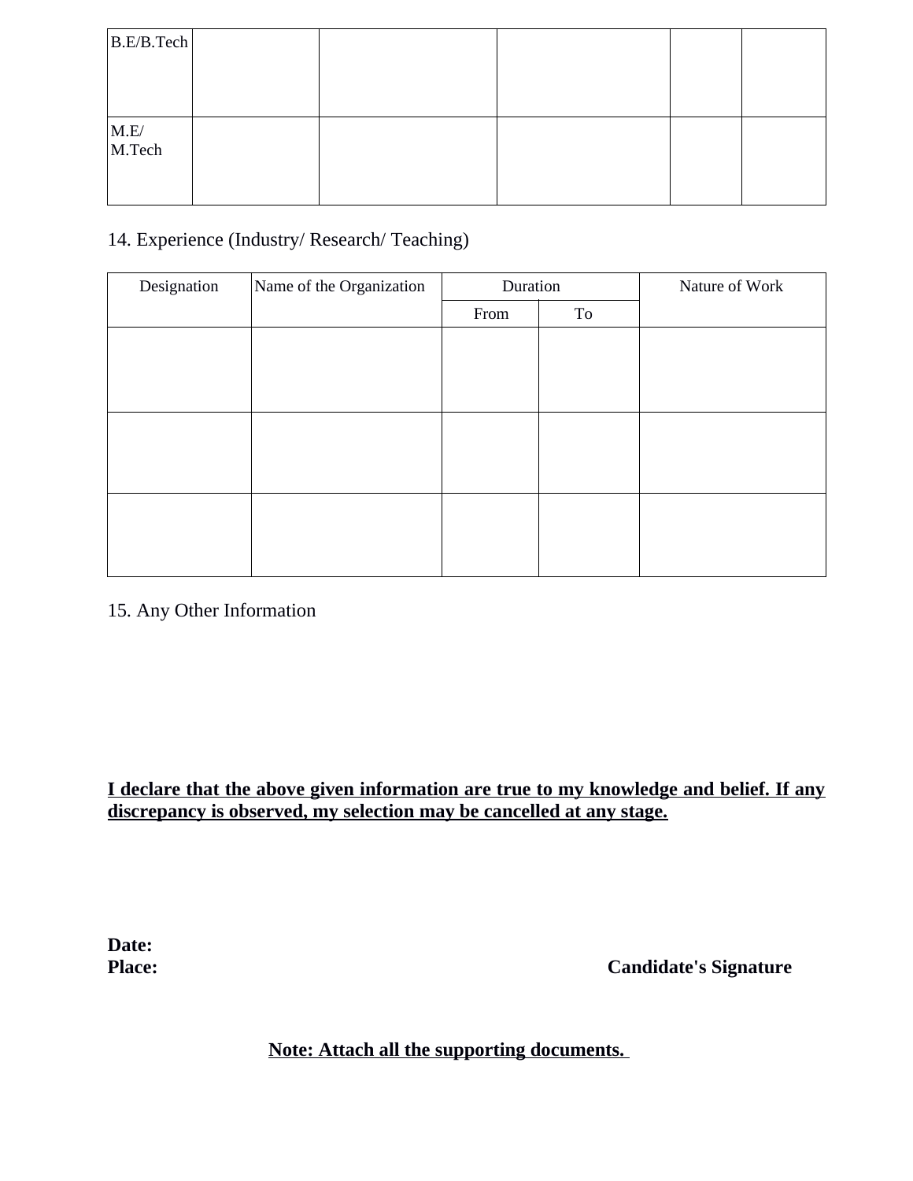| | | | | | |
|---|---|---|---|---|---|
| B.E/B.Tech | | | | | |
| M.E/ M.Tech | | | | | |

14. Experience (Industry/ Research/ Teaching)

| Designation | Name of the Organization | Duration | | Nature of Work |
|---|---|---|---|---|
| | | From | To | |
| | | | | |
| | | | | |
| | | | | |

15. Any Other Information

**I declare that the above given information are true to my knowledge and belief. If any discrepancy is observed, my selection may be cancelled at any stage.**

**Date:**

**Place:** **Candidate's Signature**

**Note: Attach all the supporting documents.**